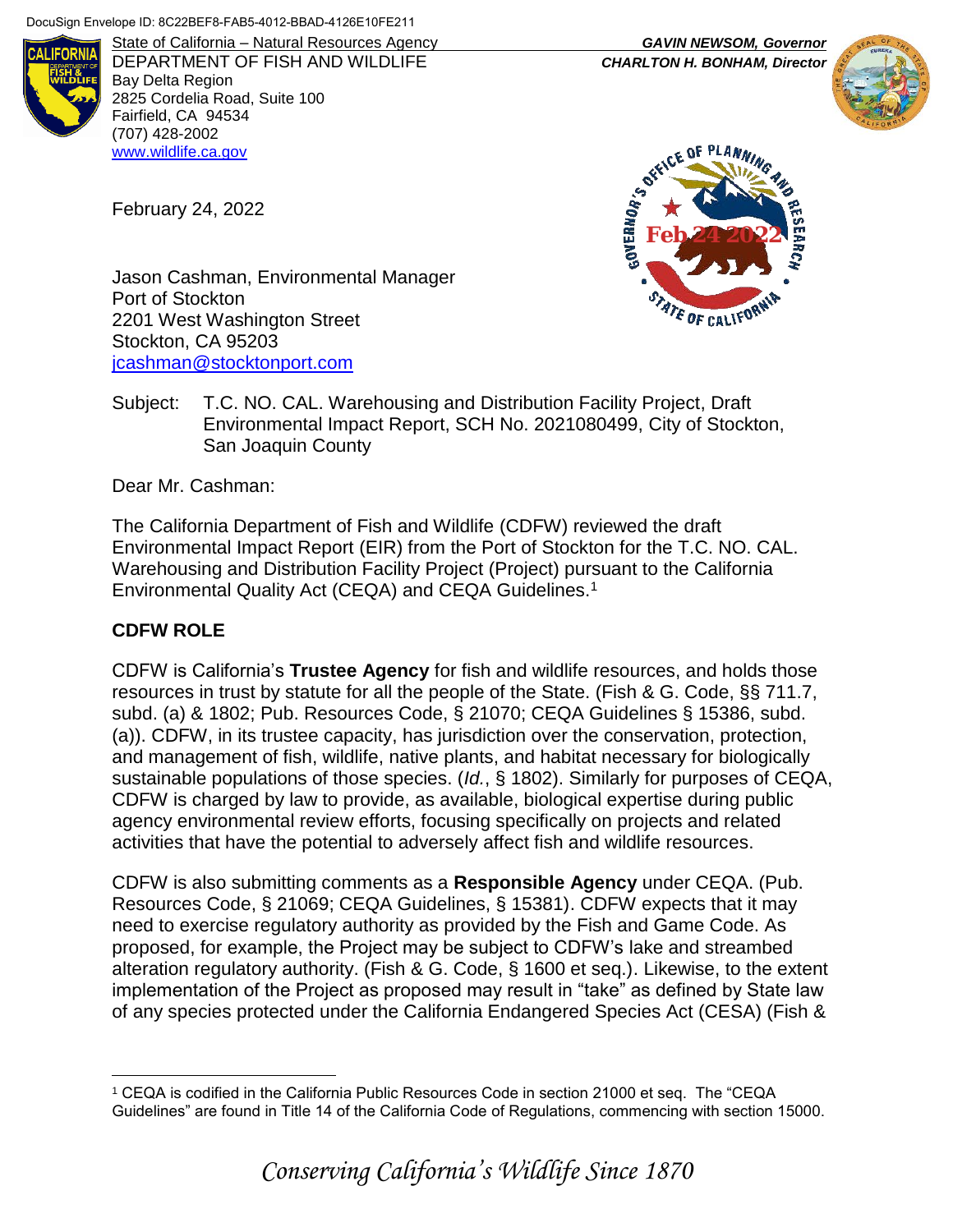DocuSign Envelope ID: 8C22BEF8-FAB5-4012-BBAD-4126E10FE211

State of California – Natural Resources Agency
DEPARTMENT OF FISH AND WILDLIFE
Bay Delta Region
2825 Cordelia Road, Suite 100
Fairfield, CA 94534
(707) 428-2002
www.wildlife.ca.gov

***GAVIN NEWSOM, Governor***
***CHARLTON H. BONHAM, Director***

February 24, 2022

Jason Cashman, Environmental Manager
Port of Stockton
2201 West Washington Street
Stockton, CA 95203
jcashman@stocktonport.com

Subject: T.C. NO. CAL. Warehousing and Distribution Facility Project, Draft Environmental Impact Report, SCH No. 2021080499, City of Stockton, San Joaquin County

Dear Mr. Cashman:

The California Department of Fish and Wildlife (CDFW) reviewed the draft Environmental Impact Report (EIR) from the Port of Stockton for the T.C. NO. CAL. Warehousing and Distribution Facility Project (Project) pursuant to the California Environmental Quality Act (CEQA) and CEQA Guidelines.[1]

## CDFW ROLE

CDFW is California's **Trustee Agency** for fish and wildlife resources, and holds those resources in trust by statute for all the people of the State. (Fish & G. Code, §§ 711.7, subd. (a) & 1802; Pub. Resources Code, § 21070; CEQA Guidelines § 15386, subd. (a)). CDFW, in its trustee capacity, has jurisdiction over the conservation, protection, and management of fish, wildlife, native plants, and habitat necessary for biologically sustainable populations of those species. (*Id.*, § 1802). Similarly for purposes of CEQA, CDFW is charged by law to provide, as available, biological expertise during public agency environmental review efforts, focusing specifically on projects and related activities that have the potential to adversely affect fish and wildlife resources.

CDFW is also submitting comments as a **Responsible Agency** under CEQA. (Pub. Resources Code, § 21069; CEQA Guidelines, § 15381). CDFW expects that it may need to exercise regulatory authority as provided by the Fish and Game Code. As proposed, for example, the Project may be subject to CDFW's lake and streambed alteration regulatory authority. (Fish & G. Code, § 1600 et seq.). Likewise, to the extent implementation of the Project as proposed may result in "take" as defined by State law of any species protected under the California Endangered Species Act (CESA) (Fish &

---

[1] CEQA is codified in the California Public Resources Code in section 21000 et seq. The "CEQA Guidelines" are found in Title 14 of the California Code of Regulations, commencing with section 15000.

*Conserving California's Wildlife Since 1870*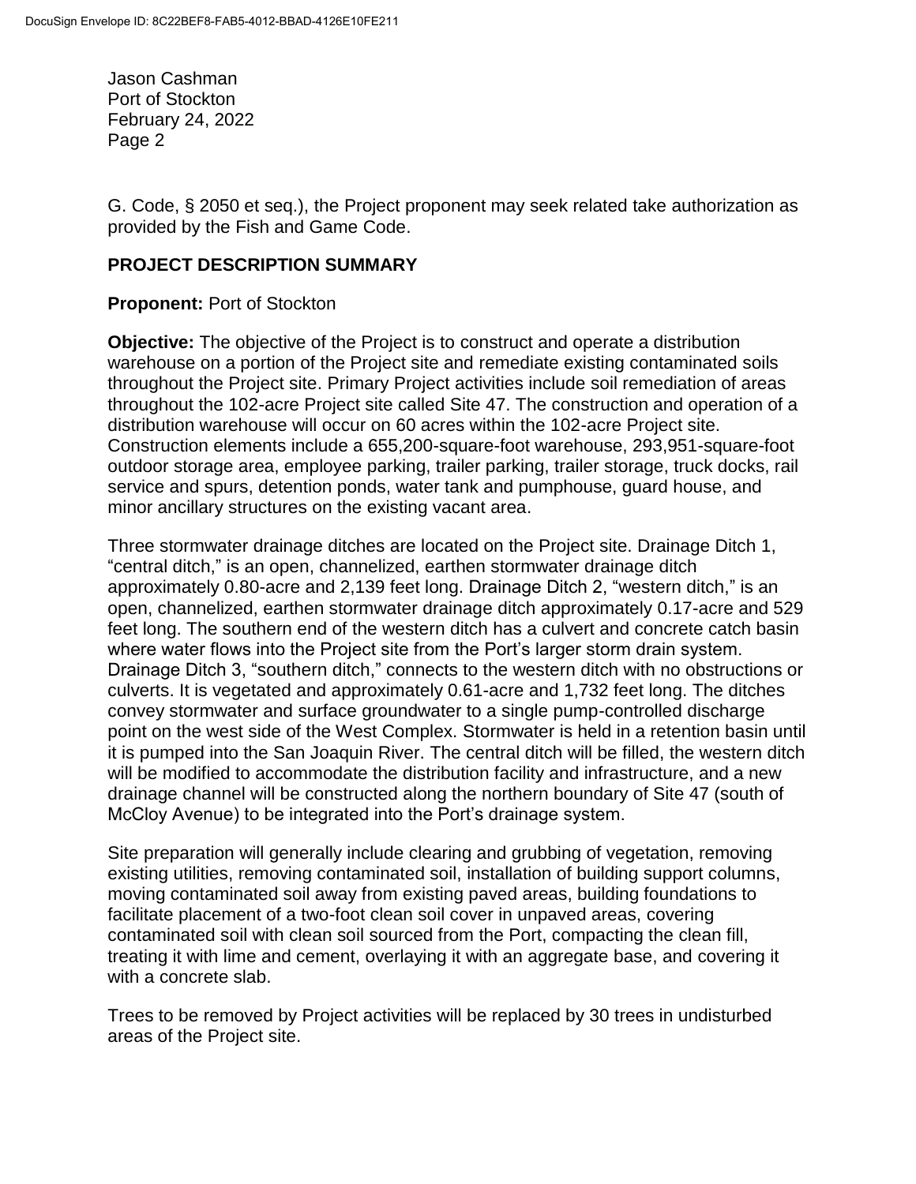G. Code, § 2050 et seq.), the Project proponent may seek related take authorization as provided by the Fish and Game Code.

## PROJECT DESCRIPTION SUMMARY

**Proponent:** Port of Stockton

**Objective:** The objective of the Project is to construct and operate a distribution warehouse on a portion of the Project site and remediate existing contaminated soils throughout the Project site. Primary Project activities include soil remediation of areas throughout the 102-acre Project site called Site 47. The construction and operation of a distribution warehouse will occur on 60 acres within the 102-acre Project site. Construction elements include a 655,200-square-foot warehouse, 293,951-square-foot outdoor storage area, employee parking, trailer parking, trailer storage, truck docks, rail service and spurs, detention ponds, water tank and pumphouse, guard house, and minor ancillary structures on the existing vacant area.

Three stormwater drainage ditches are located on the Project site. Drainage Ditch 1, "central ditch," is an open, channelized, earthen stormwater drainage ditch approximately 0.80-acre and 2,139 feet long. Drainage Ditch 2, "western ditch," is an open, channelized, earthen stormwater drainage ditch approximately 0.17-acre and 529 feet long. The southern end of the western ditch has a culvert and concrete catch basin where water flows into the Project site from the Port's larger storm drain system. Drainage Ditch 3, "southern ditch," connects to the western ditch with no obstructions or culverts. It is vegetated and approximately 0.61-acre and 1,732 feet long. The ditches convey stormwater and surface groundwater to a single pump-controlled discharge point on the west side of the West Complex. Stormwater is held in a retention basin until it is pumped into the San Joaquin River. The central ditch will be filled, the western ditch will be modified to accommodate the distribution facility and infrastructure, and a new drainage channel will be constructed along the northern boundary of Site 47 (south of McCloy Avenue) to be integrated into the Port's drainage system.

Site preparation will generally include clearing and grubbing of vegetation, removing existing utilities, removing contaminated soil, installation of building support columns, moving contaminated soil away from existing paved areas, building foundations to facilitate placement of a two-foot clean soil cover in unpaved areas, covering contaminated soil with clean soil sourced from the Port, compacting the clean fill, treating it with lime and cement, overlaying it with an aggregate base, and covering it with a concrete slab.

Trees to be removed by Project activities will be replaced by 30 trees in undisturbed areas of the Project site.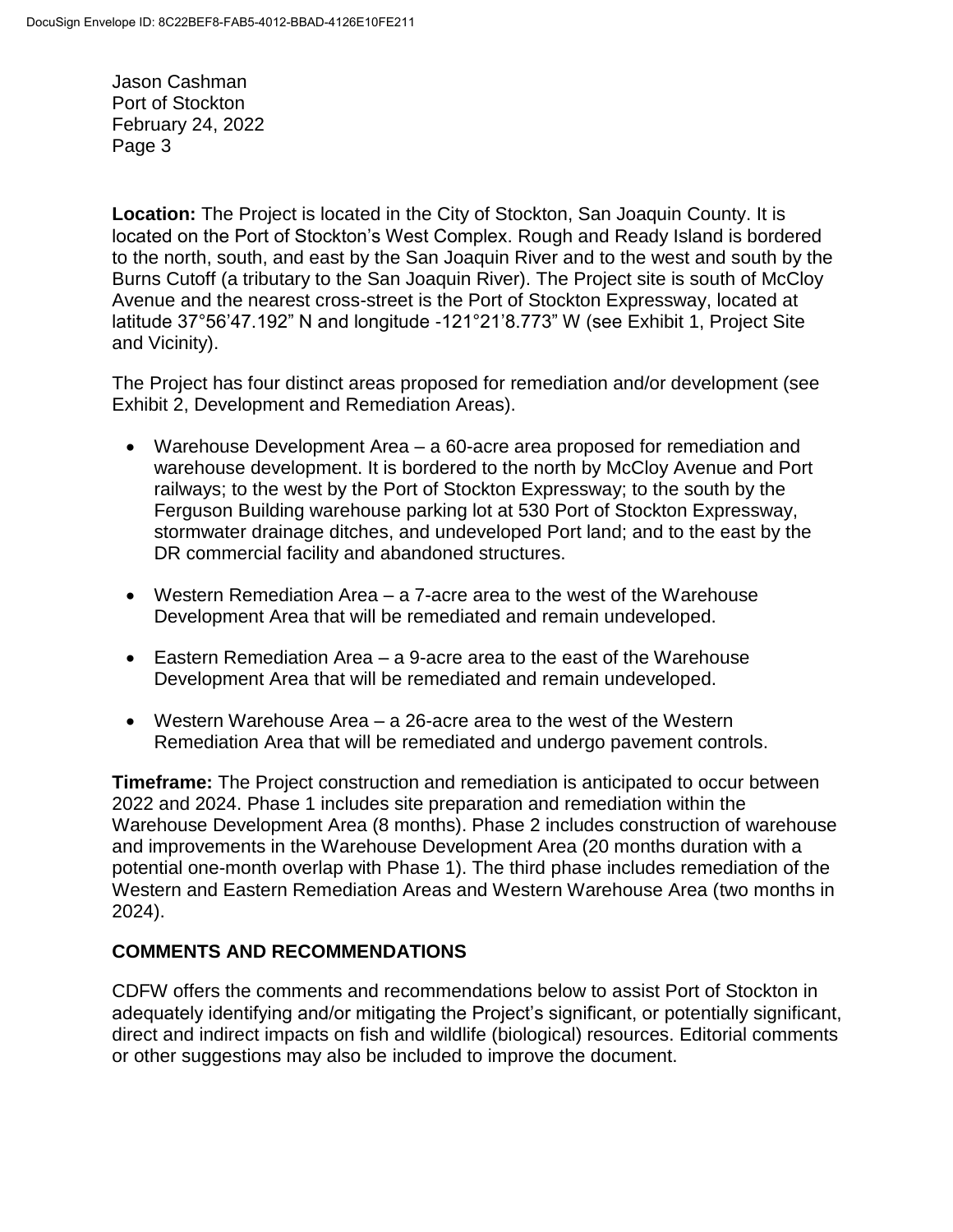**Location:** The Project is located in the City of Stockton, San Joaquin County. It is located on the Port of Stockton's West Complex. Rough and Ready Island is bordered to the north, south, and east by the San Joaquin River and to the west and south by the Burns Cutoff (a tributary to the San Joaquin River). The Project site is south of McCloy Avenue and the nearest cross-street is the Port of Stockton Expressway, located at latitude 37°56'47.192" N and longitude -121°21'8.773" W (see Exhibit 1, Project Site and Vicinity).

The Project has four distinct areas proposed for remediation and/or development (see Exhibit 2, Development and Remediation Areas).

- Warehouse Development Area – a 60-acre area proposed for remediation and warehouse development. It is bordered to the north by McCloy Avenue and Port railways; to the west by the Port of Stockton Expressway; to the south by the Ferguson Building warehouse parking lot at 530 Port of Stockton Expressway, stormwater drainage ditches, and undeveloped Port land; and to the east by the DR commercial facility and abandoned structures.
- Western Remediation Area – a 7-acre area to the west of the Warehouse Development Area that will be remediated and remain undeveloped.
- Eastern Remediation Area – a 9-acre area to the east of the Warehouse Development Area that will be remediated and remain undeveloped.
- Western Warehouse Area – a 26-acre area to the west of the Western Remediation Area that will be remediated and undergo pavement controls.

**Timeframe:** The Project construction and remediation is anticipated to occur between 2022 and 2024. Phase 1 includes site preparation and remediation within the Warehouse Development Area (8 months). Phase 2 includes construction of warehouse and improvements in the Warehouse Development Area (20 months duration with a potential one-month overlap with Phase 1). The third phase includes remediation of the Western and Eastern Remediation Areas and Western Warehouse Area (two months in 2024).

## COMMENTS AND RECOMMENDATIONS

CDFW offers the comments and recommendations below to assist Port of Stockton in adequately identifying and/or mitigating the Project's significant, or potentially significant, direct and indirect impacts on fish and wildlife (biological) resources. Editorial comments or other suggestions may also be included to improve the document.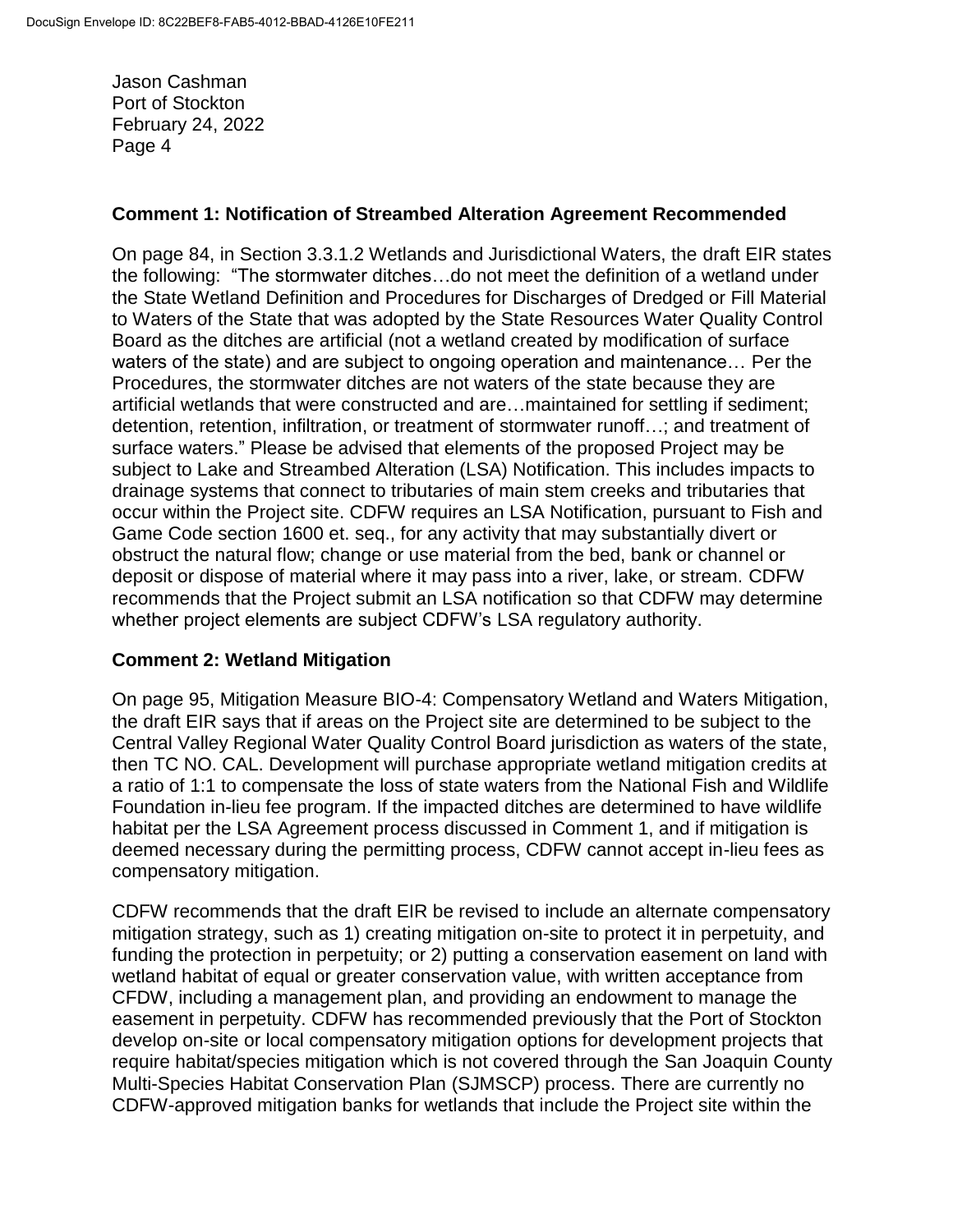**Comment 1: Notification of Streambed Alteration Agreement Recommended**

On page 84, in Section 3.3.1.2 Wetlands and Jurisdictional Waters, the draft EIR states the following: "The stormwater ditches…do not meet the definition of a wetland under the State Wetland Definition and Procedures for Discharges of Dredged or Fill Material to Waters of the State that was adopted by the State Resources Water Quality Control Board as the ditches are artificial (not a wetland created by modification of surface waters of the state) and are subject to ongoing operation and maintenance… Per the Procedures, the stormwater ditches are not waters of the state because they are artificial wetlands that were constructed and are…maintained for settling if sediment; detention, retention, infiltration, or treatment of stormwater runoff…; and treatment of surface waters." Please be advised that elements of the proposed Project may be subject to Lake and Streambed Alteration (LSA) Notification. This includes impacts to drainage systems that connect to tributaries of main stem creeks and tributaries that occur within the Project site. CDFW requires an LSA Notification, pursuant to Fish and Game Code section 1600 et. seq., for any activity that may substantially divert or obstruct the natural flow; change or use material from the bed, bank or channel or deposit or dispose of material where it may pass into a river, lake, or stream. CDFW recommends that the Project submit an LSA notification so that CDFW may determine whether project elements are subject CDFW's LSA regulatory authority.

**Comment 2: Wetland Mitigation**

On page 95, Mitigation Measure BIO-4: Compensatory Wetland and Waters Mitigation, the draft EIR says that if areas on the Project site are determined to be subject to the Central Valley Regional Water Quality Control Board jurisdiction as waters of the state, then TC NO. CAL. Development will purchase appropriate wetland mitigation credits at a ratio of 1:1 to compensate the loss of state waters from the National Fish and Wildlife Foundation in-lieu fee program. If the impacted ditches are determined to have wildlife habitat per the LSA Agreement process discussed in Comment 1, and if mitigation is deemed necessary during the permitting process, CDFW cannot accept in-lieu fees as compensatory mitigation.

CDFW recommends that the draft EIR be revised to include an alternate compensatory mitigation strategy, such as 1) creating mitigation on-site to protect it in perpetuity, and funding the protection in perpetuity; or 2) putting a conservation easement on land with wetland habitat of equal or greater conservation value, with written acceptance from CFDW, including a management plan, and providing an endowment to manage the easement in perpetuity. CDFW has recommended previously that the Port of Stockton develop on-site or local compensatory mitigation options for development projects that require habitat/species mitigation which is not covered through the San Joaquin County Multi-Species Habitat Conservation Plan (SJMSCP) process. There are currently no CDFW-approved mitigation banks for wetlands that include the Project site within the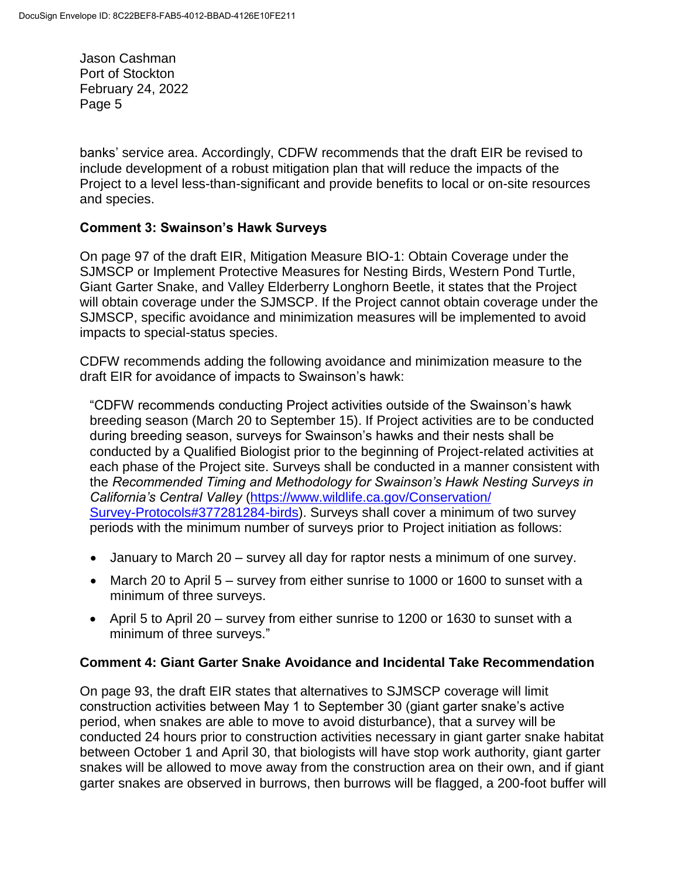banks' service area. Accordingly, CDFW recommends that the draft EIR be revised to include development of a robust mitigation plan that will reduce the impacts of the Project to a level less-than-significant and provide benefits to local or on-site resources and species.

**Comment 3: Swainson's Hawk Surveys**

On page 97 of the draft EIR, Mitigation Measure BIO-1: Obtain Coverage under the SJMSCP or Implement Protective Measures for Nesting Birds, Western Pond Turtle, Giant Garter Snake, and Valley Elderberry Longhorn Beetle, it states that the Project will obtain coverage under the SJMSCP. If the Project cannot obtain coverage under the SJMSCP, specific avoidance and minimization measures will be implemented to avoid impacts to special-status species.

CDFW recommends adding the following avoidance and minimization measure to the draft EIR for avoidance of impacts to Swainson's hawk:

> "CDFW recommends conducting Project activities outside of the Swainson's hawk breeding season (March 20 to September 15). If Project activities are to be conducted during breeding season, surveys for Swainson's hawks and their nests shall be conducted by a Qualified Biologist prior to the beginning of Project-related activities at each phase of the Project site. Surveys shall be conducted in a manner consistent with the *Recommended Timing and Methodology for Swainson's Hawk Nesting Surveys in California's Central Valley* (https://www.wildlife.ca.gov/Conservation/Survey-Protocols#377281284-birds). Surveys shall cover a minimum of two survey periods with the minimum number of surveys prior to Project initiation as follows:
>
> - January to March 20 – survey all day for raptor nests a minimum of one survey.
> - March 20 to April 5 – survey from either sunrise to 1000 or 1600 to sunset with a minimum of three surveys.
> - April 5 to April 20 – survey from either sunrise to 1200 or 1630 to sunset with a minimum of three surveys."

**Comment 4: Giant Garter Snake Avoidance and Incidental Take Recommendation**

On page 93, the draft EIR states that alternatives to SJMSCP coverage will limit construction activities between May 1 to September 30 (giant garter snake's active period, when snakes are able to move to avoid disturbance), that a survey will be conducted 24 hours prior to construction activities necessary in giant garter snake habitat between October 1 and April 30, that biologists will have stop work authority, giant garter snakes will be allowed to move away from the construction area on their own, and if giant garter snakes are observed in burrows, then burrows will be flagged, a 200-foot buffer will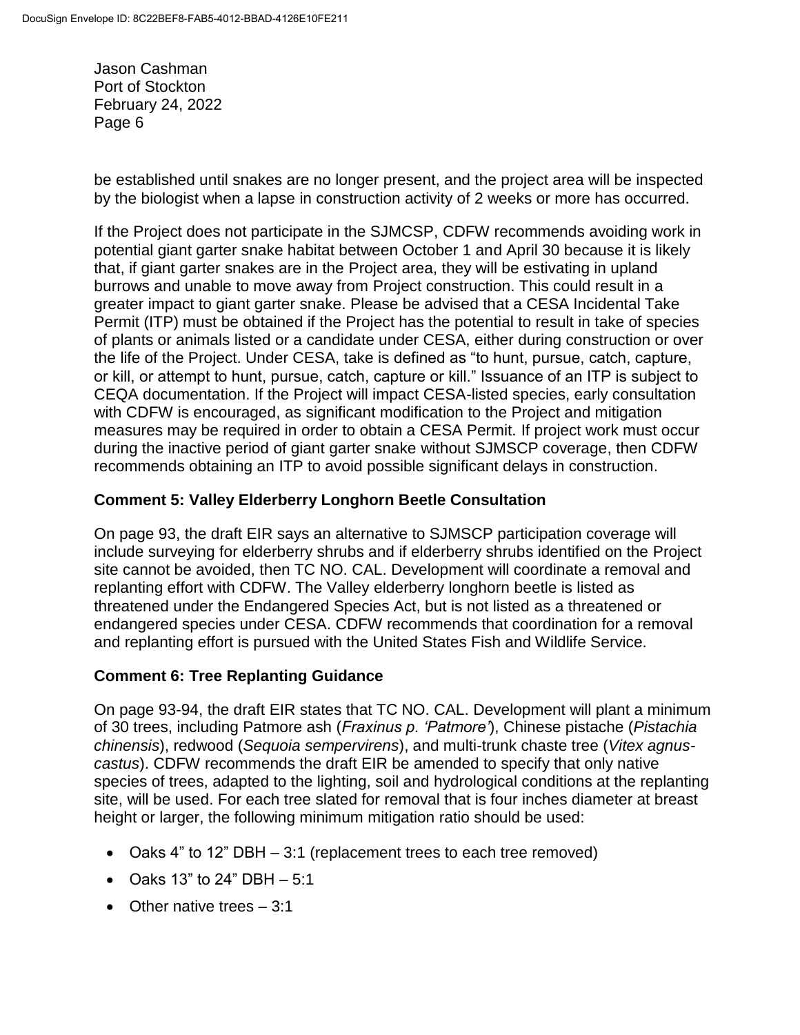be established until snakes are no longer present, and the project area will be inspected by the biologist when a lapse in construction activity of 2 weeks or more has occurred.

If the Project does not participate in the SJMCSP, CDFW recommends avoiding work in potential giant garter snake habitat between October 1 and April 30 because it is likely that, if giant garter snakes are in the Project area, they will be estivating in upland burrows and unable to move away from Project construction. This could result in a greater impact to giant garter snake. Please be advised that a CESA Incidental Take Permit (ITP) must be obtained if the Project has the potential to result in take of species of plants or animals listed or a candidate under CESA, either during construction or over the life of the Project. Under CESA, take is defined as "to hunt, pursue, catch, capture, or kill, or attempt to hunt, pursue, catch, capture or kill." Issuance of an ITP is subject to CEQA documentation. If the Project will impact CESA-listed species, early consultation with CDFW is encouraged, as significant modification to the Project and mitigation measures may be required in order to obtain a CESA Permit. If project work must occur during the inactive period of giant garter snake without SJMSCP coverage, then CDFW recommends obtaining an ITP to avoid possible significant delays in construction.

**Comment 5: Valley Elderberry Longhorn Beetle Consultation**

On page 93, the draft EIR says an alternative to SJMSCP participation coverage will include surveying for elderberry shrubs and if elderberry shrubs identified on the Project site cannot be avoided, then TC NO. CAL. Development will coordinate a removal and replanting effort with CDFW. The Valley elderberry longhorn beetle is listed as threatened under the Endangered Species Act, but is not listed as a threatened or endangered species under CESA. CDFW recommends that coordination for a removal and replanting effort is pursued with the United States Fish and Wildlife Service.

**Comment 6: Tree Replanting Guidance**

On page 93-94, the draft EIR states that TC NO. CAL. Development will plant a minimum of 30 trees, including Patmore ash (*Fraxinus p. 'Patmore'*), Chinese pistache (*Pistachia chinensis*), redwood (*Sequoia sempervirens*), and multi-trunk chaste tree (*Vitex agnus-castus*). CDFW recommends the draft EIR be amended to specify that only native species of trees, adapted to the lighting, soil and hydrological conditions at the replanting site, will be used. For each tree slated for removal that is four inches diameter at breast height or larger, the following minimum mitigation ratio should be used:

- Oaks 4" to 12" DBH – 3:1 (replacement trees to each tree removed)
- Oaks 13" to 24" DBH – 5:1
- Other native trees – 3:1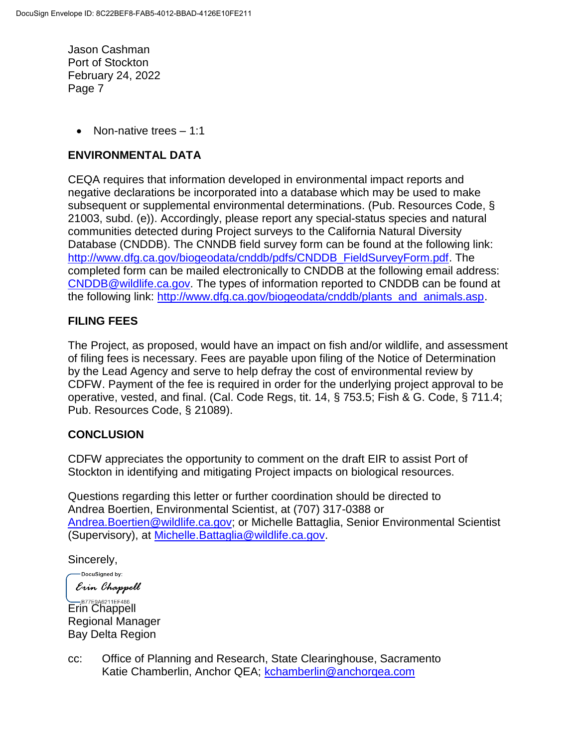- Non-native trees – 1:1

## ENVIRONMENTAL DATA

CEQA requires that information developed in environmental impact reports and negative declarations be incorporated into a database which may be used to make subsequent or supplemental environmental determinations. (Pub. Resources Code, § 21003, subd. (e)). Accordingly, please report any special-status species and natural communities detected during Project surveys to the California Natural Diversity Database (CNDDB). The CNNDB field survey form can be found at the following link: http://www.dfg.ca.gov/biogeodata/cnddb/pdfs/CNDDB_FieldSurveyForm.pdf. The completed form can be mailed electronically to CNDDB at the following email address: CNDDB@wildlife.ca.gov. The types of information reported to CNDDB can be found at the following link: http://www.dfg.ca.gov/biogeodata/cnddb/plants_and_animals.asp.

## FILING FEES

The Project, as proposed, would have an impact on fish and/or wildlife, and assessment of filing fees is necessary. Fees are payable upon filing of the Notice of Determination by the Lead Agency and serve to help defray the cost of environmental review by CDFW. Payment of the fee is required in order for the underlying project approval to be operative, vested, and final. (Cal. Code Regs, tit. 14, § 753.5; Fish & G. Code, § 711.4; Pub. Resources Code, § 21089).

## CONCLUSION

CDFW appreciates the opportunity to comment on the draft EIR to assist Port of Stockton in identifying and mitigating Project impacts on biological resources.

Questions regarding this letter or further coordination should be directed to Andrea Boertien, Environmental Scientist, at (707) 317-0388 or Andrea.Boertien@wildlife.ca.gov; or Michelle Battaglia, Senior Environmental Scientist (Supervisory), at Michelle.Battaglia@wildlife.ca.gov.

Sincerely,

DocuSigned by:
Erin Chappell
B77E9A6211EF486

Erin Chappell
Regional Manager
Bay Delta Region

cc: Office of Planning and Research, State Clearinghouse, Sacramento
Katie Chamberlin, Anchor QEA; kchamberlin@anchorqea.com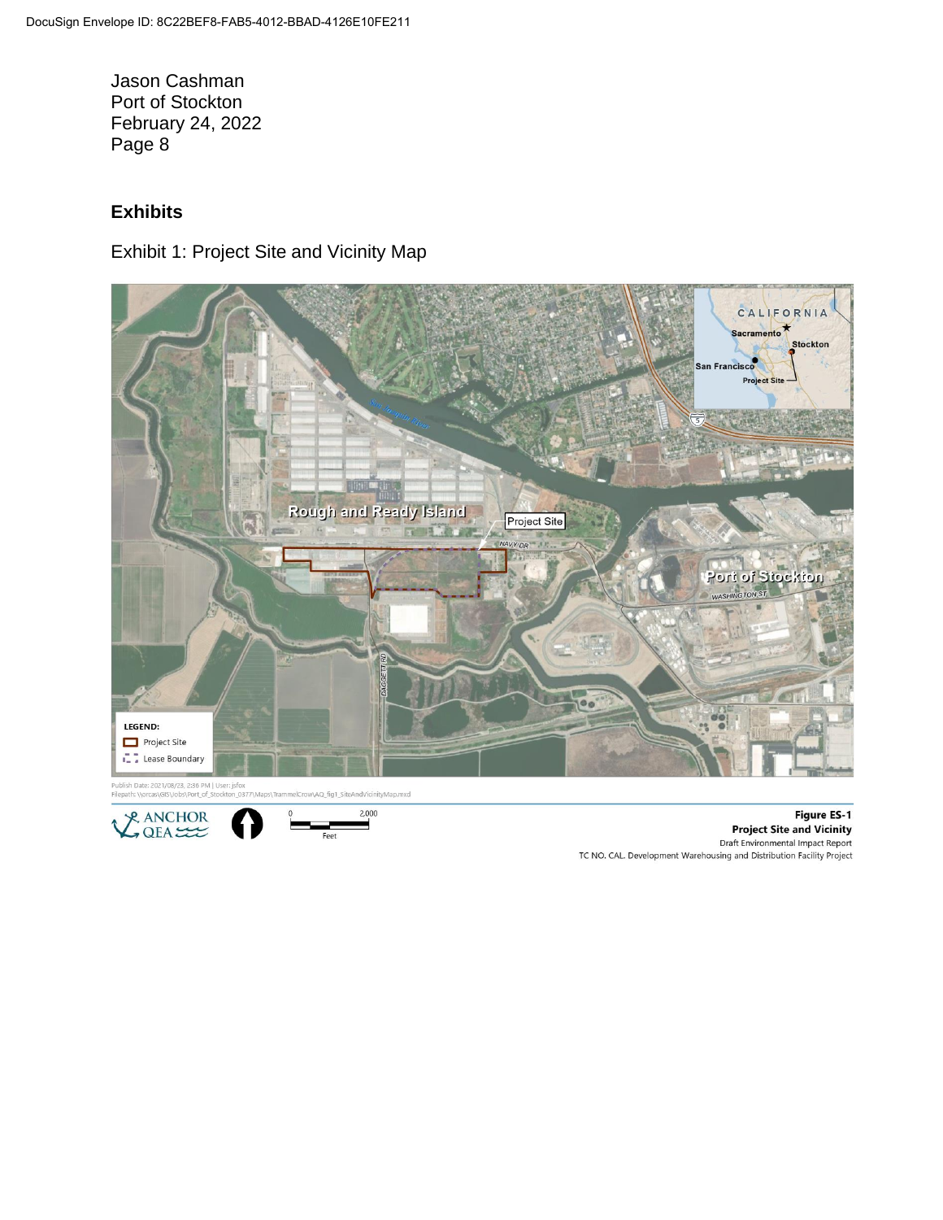## Exhibits

Exhibit 1: Project Site and Vicinity Map

Figure ES-1
Project Site and Vicinity
Draft Environmental Impact Report
TC NO. CAL. Development Warehousing and Distribution Facility Project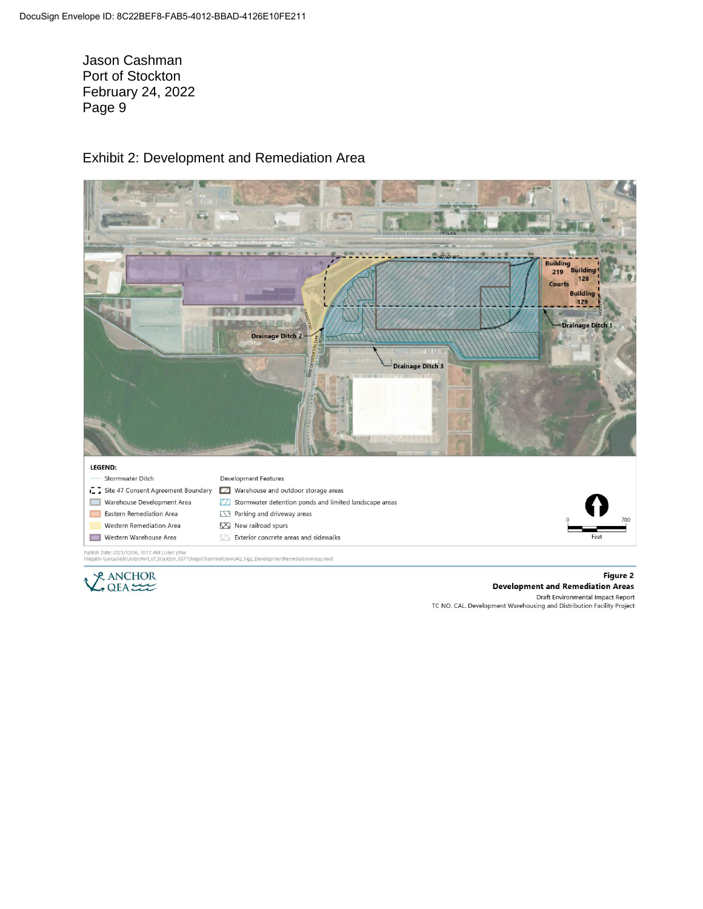Jason Cashman
Port of Stockton
February 24, 2022

## Exhibit 2: Development and Remediation Area

Building 219
Building 128
Courts
Building 129
Drainage Ditch 1
Drainage Ditch 2
Drainage Ditch 3

LEGEND:

Stormwater Ditch
Site 47 Consent Agreement Boundary
Warehouse Development Area
Eastern Remediation Area
Western Remediation Area
Western Warehouse Area

Development Features
Warehouse and outdoor storage areas
Stormwater detention ponds and limited landscape areas
Parking and driveway areas
New railroad spurs
Exterior concrete areas and sidewalks

0 700
Feet

Publish Date: 2021/12/06, 10:17 AM | User: jsfox
Filepath: \\orcas\GIS\Jobs\Port_of_Stockton_0377\Maps\TrammelCrow\AQ_Fig2_DevelopmentRemediationAreas.mxd

ANCHOR QEA

**Figure 2**
**Development and Remediation Areas**
Draft Environmental Impact Report
TC NO. CAL. Development Warehousing and Distribution Facility Project